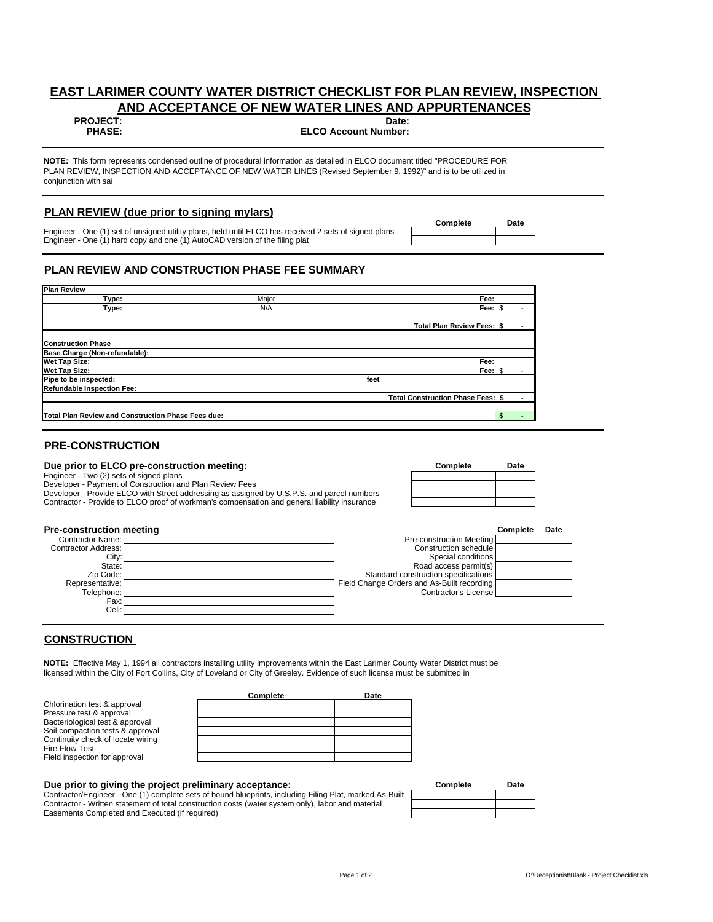# EAST LARIMER COUNTY WATER DISTRICT CHECKLIST FOR PLAN REVIEW, INSPECTION AND ACCEPTANCE OF NEW WATER LINES AND APPURTENANCES

**PROJECT:** **Date:**

**PHASE:** **ELCO Account Number:**

**NOTE:** This form represents condensed outline of procedural information as detailed in ELCO document titled "PROCEDURE FOR PLAN REVIEW, INSPECTION AND ACCEPTANCE OF NEW WATER LINES (Revised September 9, 1992)" and is to be utilized in conjunction with sai

## PLAN REVIEW (due prior to signing mylars)

| | Complete | Date |
|---|---|---|
| Engineer - One (1) set of unsigned utility plans, held until ELCO has received 2 sets of signed plans | | |
| Engineer - One (1) hard copy and one (1) AutoCAD version of the filing plat | | |

## PLAN REVIEW AND CONSTRUCTION PHASE FEE SUMMARY

| | | | |
|---|---|---|---|
| **Plan Review** | | | |
| **Type:** | Major | **Fee:** | |
| **Type:** | N/A | **Fee:** | $ - |
| | | **Total Plan Review Fees:** | **$ -** |
| **Construction Phase** | | | |
| **Base Charge (Non-refundable):** | | | |
| **Wet Tap Size:** | | **Fee:** | |
| **Wet Tap Size:** | | **Fee:** | $ - |
| **Pipe to be inspected:** | feet | | |
| **Refundable Inspection Fee:** | | | |
| | | **Total Construction Phase Fees:** | **$ -** |
| **Total Plan Review and Construction Phase Fees due:** | | | **$ -** |

## PRE-CONSTRUCTION

### Due prior to ELCO pre-construction meeting:

| | Complete | Date |
|---|---|---|
| Engineer - Two (2) sets of signed plans | | |
| Developer - Payment of Construction and Plan Review Fees | | |
| Developer - Provide ELCO with Street addressing as assigned by U.S.P.S. and parcel numbers | | |
| Contractor - Provide to ELCO proof of workman's compensation and general liability insurance | | |

### Pre-construction meeting

Contractor Name: ____________________

Contractor Address: ____________________

City: ____________________

State: ____________________

Zip Code: ____________________

Representative: ____________________

Telephone: ____________________

Fax: ____________________

Cell: ____________________

| | Complete | Date |
|---|---|---|
| Pre-construction Meeting | | |
| Construction schedule | | |
| Special conditions | | |
| Road access permit(s) | | |
| Standard construction specifications | | |
| Field Change Orders and As-Built recording | | |
| Contractor's License | | |

## CONSTRUCTION

**NOTE:** Effective May 1, 1994 all contractors installing utility improvements within the East Larimer County Water District must be licensed within the City of Fort Collins, City of Loveland or City of Greeley. Evidence of such license must be submitted in

| | Complete | Date |
|---|---|---|
| Chlorination test & approval | | |
| Pressure test & approval | | |
| Bacteriological test & approval | | |
| Soil compaction tests & approval | | |
| Continuity check of locate wiring | | |
| Fire Flow Test | | |
| Field inspection for approval | | |

### Due prior to giving the project preliminary acceptance:

| | Complete | Date |
|---|---|---|
| Contractor/Engineer - One (1) complete sets of bound blueprints, including Filing Plat, marked As-Built | | |
| Contractor - Written statement of total construction costs (water system only), labor and material | | |
| Easements Completed and Executed (if required) | | |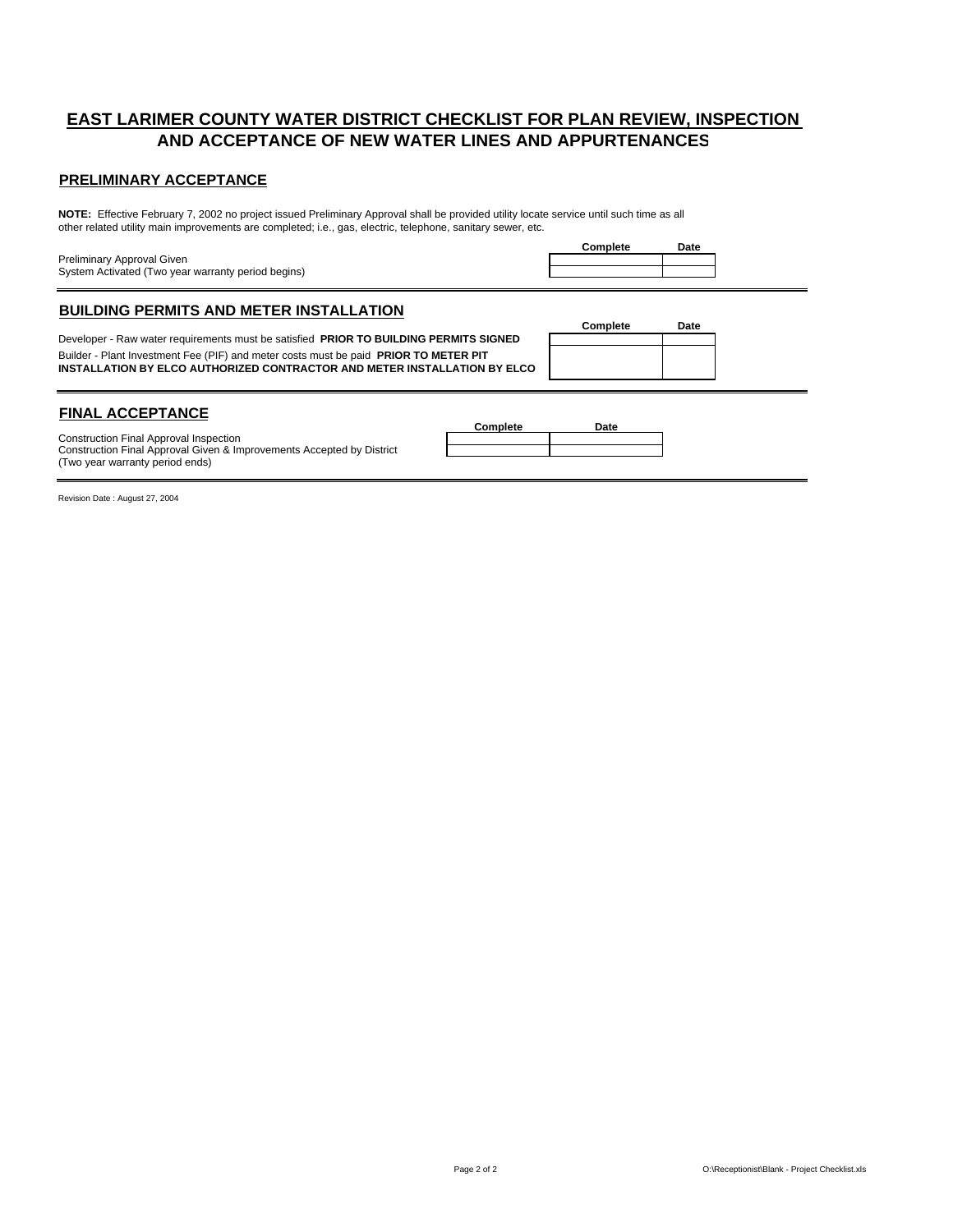# EAST LARIMER COUNTY WATER DISTRICT CHECKLIST FOR PLAN REVIEW, INSPECTION AND ACCEPTANCE OF NEW WATER LINES AND APPURTENANCES

## PRELIMINARY ACCEPTANCE

**NOTE:** Effective February 7, 2002 no project issued Preliminary Approval shall be provided utility locate service until such time as all other related utility main improvements are completed; i.e., gas, electric, telephone, sanitary sewer, etc.

| | Complete | Date |
|---|---|---|
| Preliminary Approval Given | | |
| System Activated (Two year warranty period begins) | | |

## BUILDING PERMITS AND METER INSTALLATION

| | Complete | Date |
|---|---|---|
| Developer - Raw water requirements must be satisfied **PRIOR TO BUILDING PERMITS SIGNED** | | |
| Builder - Plant Investment Fee (PIF) and meter costs must be paid **PRIOR TO METER PIT INSTALLATION BY ELCO AUTHORIZED CONTRACTOR AND METER INSTALLATION BY ELCO** | | |

## FINAL ACCEPTANCE

| | Complete | Date |
|---|---|---|
| Construction Final Approval Inspection | | |
| Construction Final Approval Given & Improvements Accepted by District (Two year warranty period ends) | | |

Revision Date : August 27, 2004

O:\Receptionist\Blank - Project Checklist.xls